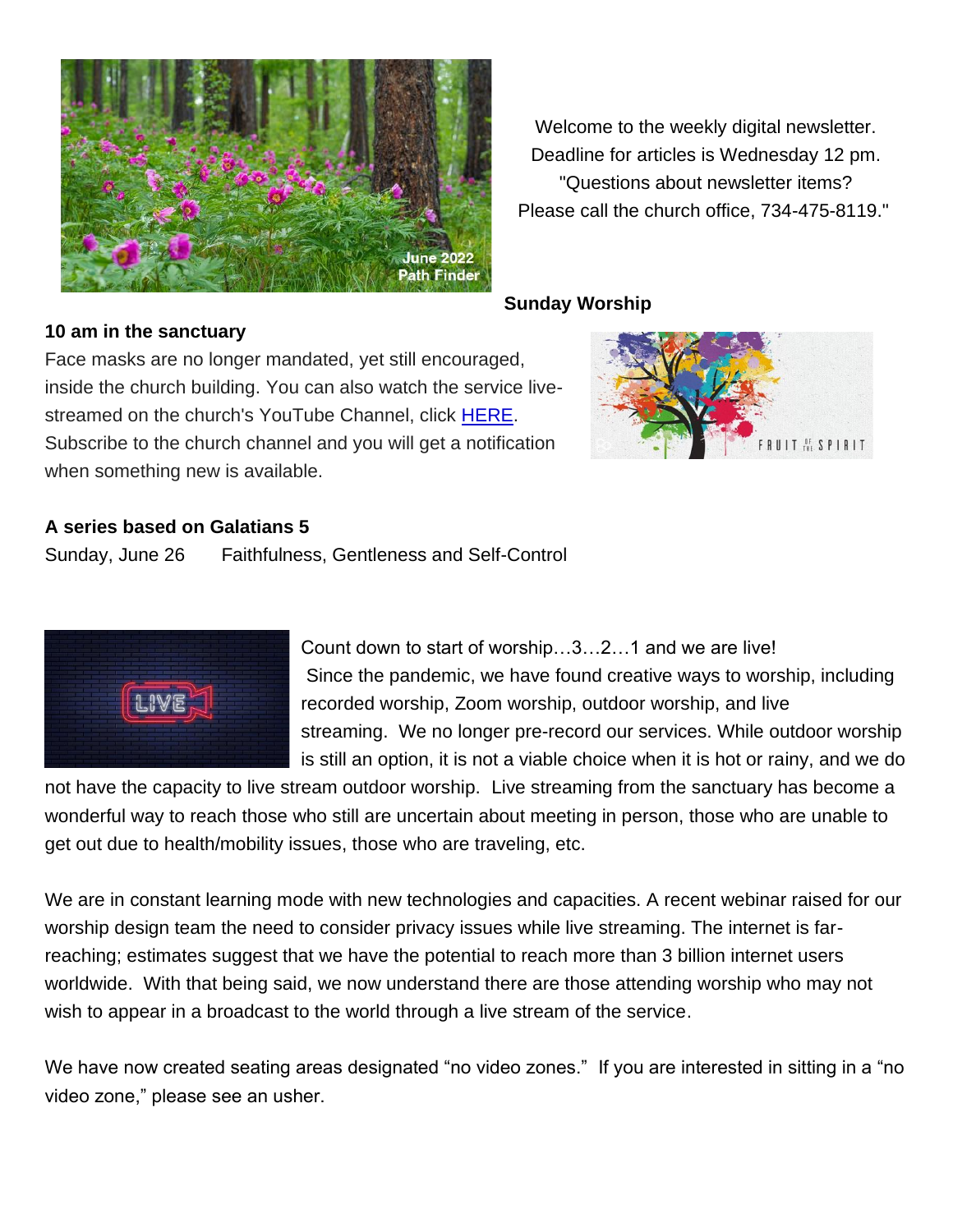Welcome to the weekly digital newsletter.
Deadline for articles is Wednesday 12 pm.
"Questions about newsletter items?
Please call the church office, 734-475-8119."

**Sunday Worship**

**10 am in the sanctuary**

Face masks are no longer mandated, yet still encouraged, inside the church building. You can also watch the service live-streamed on the church's YouTube Channel, click HERE. Subscribe to the church channel and you will get a notification when something new is available.

**A series based on Galatians 5**

Sunday, June 26 Faithfulness, Gentleness and Self-Control

Count down to start of worship…3…2…1 and we are live!
Since the pandemic, we have found creative ways to worship, including recorded worship, Zoom worship, outdoor worship, and live streaming. We no longer pre-record our services. While outdoor worship is still an option, it is not a viable choice when it is hot or rainy, and we do not have the capacity to live stream outdoor worship. Live streaming from the sanctuary has become a wonderful way to reach those who still are uncertain about meeting in person, those who are unable to get out due to health/mobility issues, those who are traveling, etc.

We are in constant learning mode with new technologies and capacities. A recent webinar raised for our worship design team the need to consider privacy issues while live streaming. The internet is far-reaching; estimates suggest that we have the potential to reach more than 3 billion internet users worldwide. With that being said, we now understand there are those attending worship who may not wish to appear in a broadcast to the world through a live stream of the service.

We have now created seating areas designated "no video zones." If you are interested in sitting in a "no video zone," please see an usher.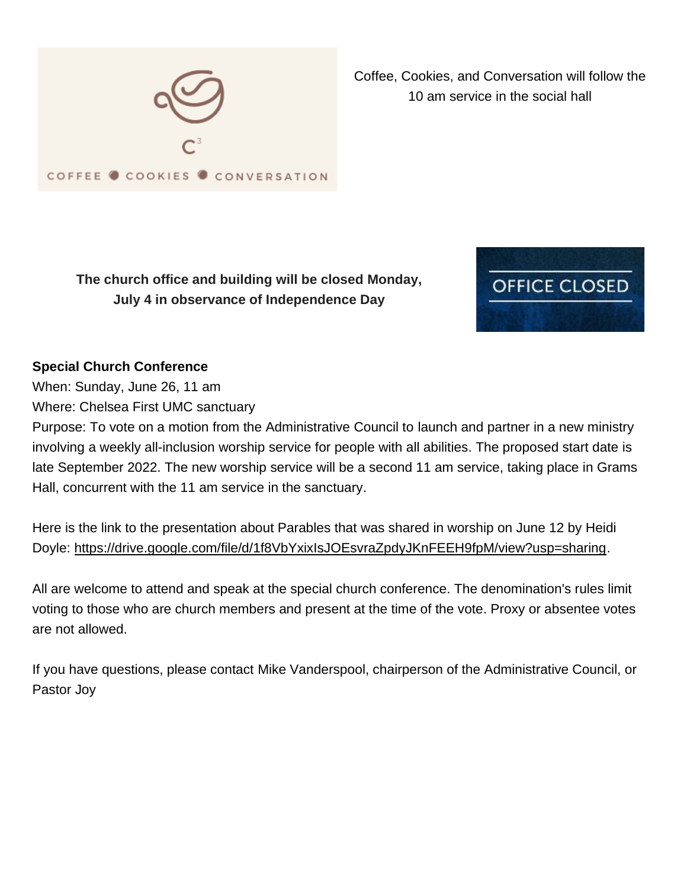Coffee, Cookies, and Conversation will follow the 10 am service in the social hall

**The church office and building will be closed Monday, July 4 in observance of Independence Day**

**Special Church Conference**
When: Sunday, June 26, 11 am
Where: Chelsea First UMC sanctuary
Purpose: To vote on a motion from the Administrative Council to launch and partner in a new ministry involving a weekly all-inclusion worship service for people with all abilities. The proposed start date is late September 2022. The new worship service will be a second 11 am service, taking place in Grams Hall, concurrent with the 11 am service in the sanctuary.

Here is the link to the presentation about Parables that was shared in worship on June 12 by Heidi Doyle: https://drive.google.com/file/d/1f8VbYxixIsJOEsvraZpdyJKnFEEH9fpM/view?usp=sharing.

All are welcome to attend and speak at the special church conference. The denomination's rules limit voting to those who are church members and present at the time of the vote. Proxy or absentee votes are not allowed.

If you have questions, please contact Mike Vanderspool, chairperson of the Administrative Council, or Pastor Joy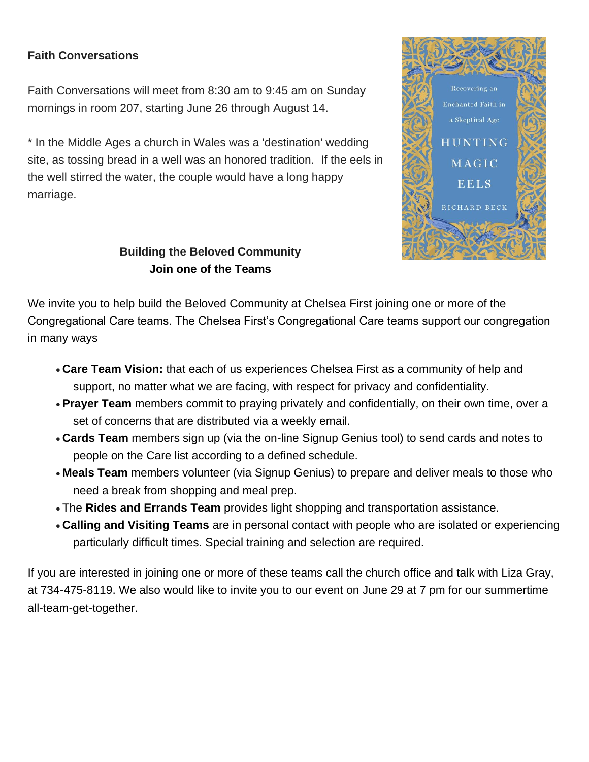**Faith Conversations**

Faith Conversations will meet from 8:30 am to 9:45 am on Sunday mornings in room 207, starting June 26 through August 14.

* In the Middle Ages a church in Wales was a 'destination' wedding site, as tossing bread in a well was an honored tradition. If the eels in the well stirred the water, the couple would have a long happy marriage.

Recovering an Enchanted Faith in a Skeptical Age

HUNTING MAGIC EELS

RICHARD BECK

**Building the Beloved Community**
**Join one of the Teams**

We invite you to help build the Beloved Community at Chelsea First joining one or more of the Congregational Care teams. The Chelsea First's Congregational Care teams support our congregation in many ways

- **Care Team Vision:** that each of us experiences Chelsea First as a community of help and support, no matter what we are facing, with respect for privacy and confidentiality.
- **Prayer Team** members commit to praying privately and confidentially, on their own time, over a set of concerns that are distributed via a weekly email.
- **Cards Team** members sign up (via the on-line Signup Genius tool) to send cards and notes to people on the Care list according to a defined schedule.
- **Meals Team** members volunteer (via Signup Genius) to prepare and deliver meals to those who need a break from shopping and meal prep.
- The **Rides and Errands Team** provides light shopping and transportation assistance.
- **Calling and Visiting Teams** are in personal contact with people who are isolated or experiencing particularly difficult times. Special training and selection are required.

If you are interested in joining one or more of these teams call the church office and talk with Liza Gray, at 734-475-8119. We also would like to invite you to our event on June 29 at 7 pm for our summertime all-team-get-together.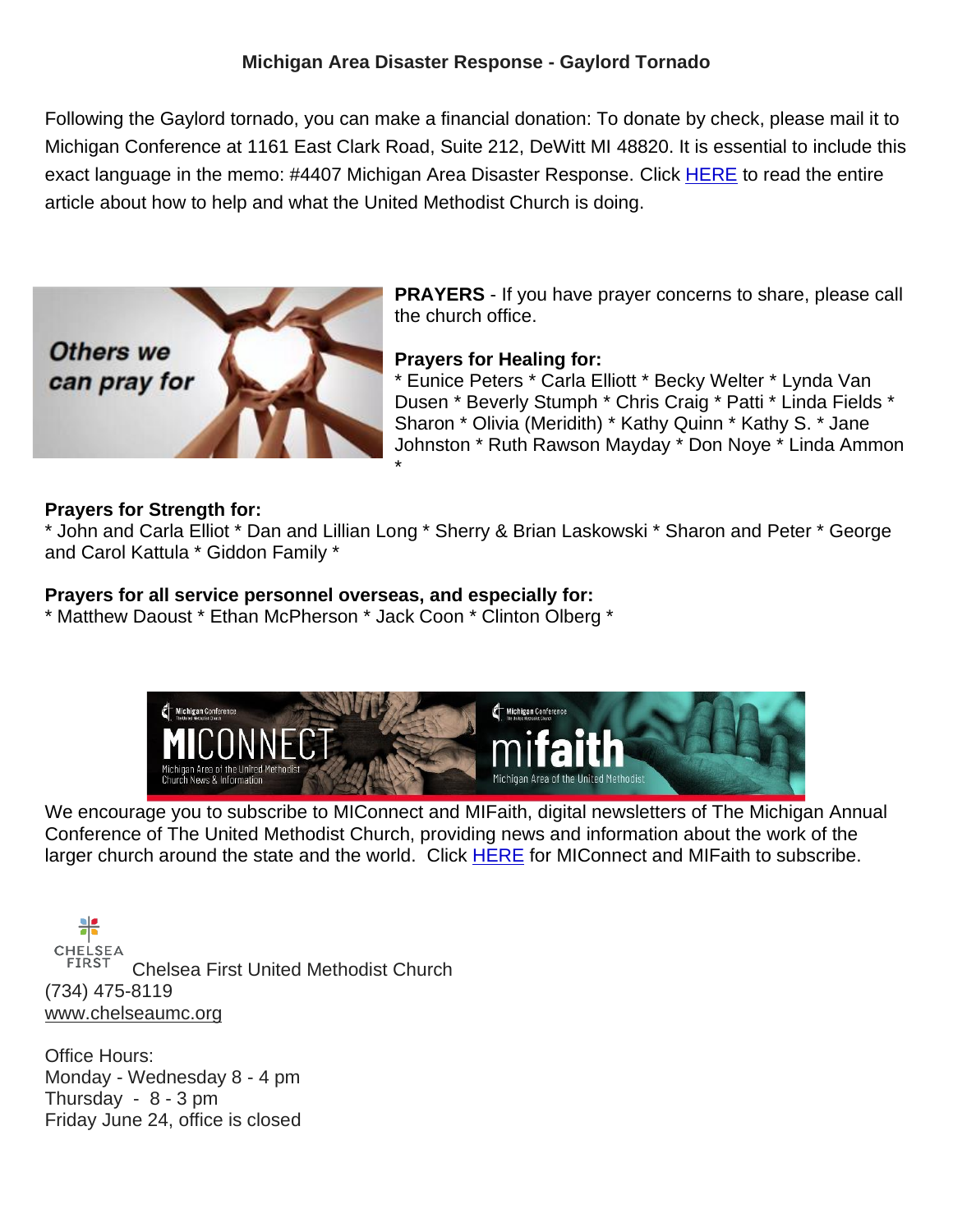## Michigan Area Disaster Response - Gaylord Tornado

Following the Gaylord tornado, you can make a financial donation: To donate by check, please mail it to Michigan Conference at 1161 East Clark Road, Suite 212, DeWitt MI 48820. It is essential to include this exact language in the memo: #4407 Michigan Area Disaster Response. Click HERE to read the entire article about how to help and what the United Methodist Church is doing.

**PRAYERS** - If you have prayer concerns to share, please call the church office.

**Prayers for Healing for:**
* Eunice Peters * Carla Elliott * Becky Welter * Lynda Van Dusen * Beverly Stumph * Chris Craig * Patti * Linda Fields * Sharon * Olivia (Meridith) * Kathy Quinn * Kathy S. * Jane Johnston * Ruth Rawson Mayday * Don Noye * Linda Ammon *

**Prayers for Strength for:**
* John and Carla Elliot * Dan and Lillian Long * Sherry & Brian Laskowski * Sharon and Peter * George and Carol Kattula * Giddon Family *

**Prayers for all service personnel overseas, and especially for:**
* Matthew Daoust * Ethan McPherson * Jack Coon * Clinton Olberg *

We encourage you to subscribe to MIConnect and MIFaith, digital newsletters of The Michigan Annual Conference of The United Methodist Church, providing news and information about the work of the larger church around the state and the world. Click HERE for MIConnect and MIFaith to subscribe.

Chelsea First United Methodist Church
(734) 475-8119
www.chelseaumc.org

Office Hours:
Monday - Wednesday 8 - 4 pm
Thursday - 8 - 3 pm
Friday June 24, office is closed